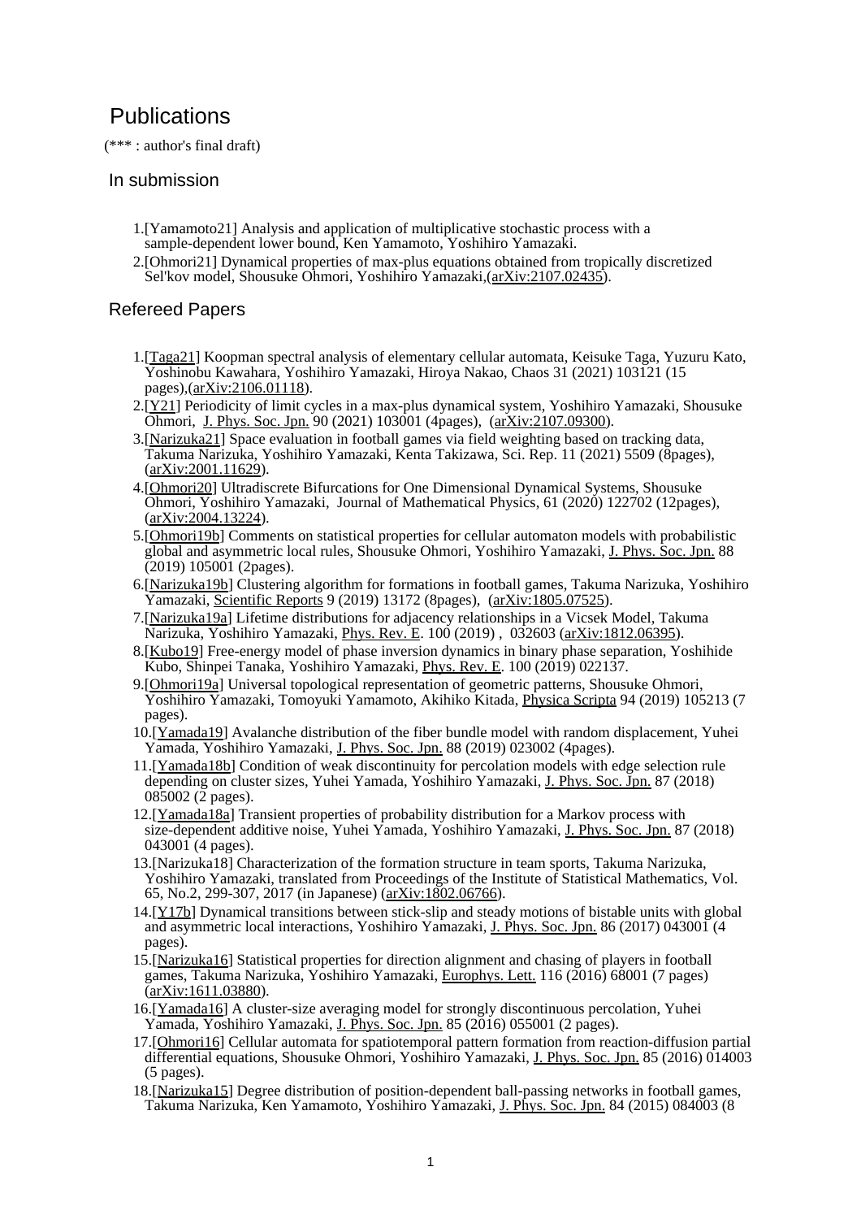# Publications

(*** : author's final draft)

## In submission

1. [Yamamoto21] Analysis and application of multiplicative stochastic process with a sample-dependent lower bound, Ken Yamamoto, Yoshihiro Yamazaki.
2. [Ohmori21] Dynamical properties of max-plus equations obtained from tropically discretized Sel'kov model, Shousuke Ohmori, Yoshihiro Yamazaki,(arXiv:2107.02435).

## Refereed Papers

1. [Taga21] Koopman spectral analysis of elementary cellular automata, Keisuke Taga, Yuzuru Kato, Yoshinobu Kawahara, Yoshihiro Yamazaki, Hiroya Nakao, Chaos 31 (2021) 103121 (15 pages),(arXiv:2106.01118).
2. [Y21] Periodicity of limit cycles in a max-plus dynamical system, Yoshihiro Yamazaki, Shousuke Ohmori, J. Phys. Soc. Jpn. 90 (2021) 103001 (4pages), (arXiv:2107.09300).
3. [Narizuka21] Space evaluation in football games via field weighting based on tracking data, Takuma Narizuka, Yoshihiro Yamazaki, Kenta Takizawa, Sci. Rep. 11 (2021) 5509 (8pages), (arXiv:2001.11629).
4. [Ohmori20] Ultradiscrete Bifurcations for One Dimensional Dynamical Systems, Shousuke Ohmori, Yoshihiro Yamazaki, Journal of Mathematical Physics, 61 (2020) 122702 (12pages), (arXiv:2004.13224).
5. [Ohmori19b] Comments on statistical properties for cellular automaton models with probabilistic global and asymmetric local rules, Shousuke Ohmori, Yoshihiro Yamazaki, J. Phys. Soc. Jpn. 88 (2019) 105001 (2pages).
6. [Narizuka19b] Clustering algorithm for formations in football games, Takuma Narizuka, Yoshihiro Yamazaki, Scientific Reports 9 (2019) 13172 (8pages), (arXiv:1805.07525).
7. [Narizuka19a] Lifetime distributions for adjacency relationships in a Vicsek Model, Takuma Narizuka, Yoshihiro Yamazaki, Phys. Rev. E. 100 (2019) , 032603 (arXiv:1812.06395).
8. [Kubo19] Free-energy model of phase inversion dynamics in binary phase separation, Yoshihide Kubo, Shinpei Tanaka, Yoshihiro Yamazaki, Phys. Rev. E. 100 (2019) 022137.
9. [Ohmori19a] Universal topological representation of geometric patterns, Shousuke Ohmori, Yoshihiro Yamazaki, Tomoyuki Yamamoto, Akihiko Kitada, Physica Scripta 94 (2019) 105213 (7 pages).
10. [Yamada19] Avalanche distribution of the fiber bundle model with random displacement, Yuhei Yamada, Yoshihiro Yamazaki, J. Phys. Soc. Jpn. 88 (2019) 023002 (4pages).
11. [Yamada18b] Condition of weak discontinuity for percolation models with edge selection rule depending on cluster sizes, Yuhei Yamada, Yoshihiro Yamazaki, J. Phys. Soc. Jpn. 87 (2018) 085002 (2 pages).
12. [Yamada18a] Transient properties of probability distribution for a Markov process with size-dependent additive noise, Yuhei Yamada, Yoshihiro Yamazaki, J. Phys. Soc. Jpn. 87 (2018) 043001 (4 pages).
13. [Narizuka18] Characterization of the formation structure in team sports, Takuma Narizuka, Yoshihiro Yamazaki, translated from Proceedings of the Institute of Statistical Mathematics, Vol. 65, No.2, 299-307, 2017 (in Japanese) (arXiv:1802.06766).
14. [Y17b] Dynamical transitions between stick-slip and steady motions of bistable units with global and asymmetric local interactions, Yoshihiro Yamazaki, J. Phys. Soc. Jpn. 86 (2017) 043001 (4 pages).
15. [Narizuka16] Statistical properties for direction alignment and chasing of players in football games, Takuma Narizuka, Yoshihiro Yamazaki, Europhys. Lett. 116 (2016) 68001 (7 pages) (arXiv:1611.03880).
16. [Yamada16] A cluster-size averaging model for strongly discontinuous percolation, Yuhei Yamada, Yoshihiro Yamazaki, J. Phys. Soc. Jpn. 85 (2016) 055001 (2 pages).
17. [Ohmori16] Cellular automata for spatiotemporal pattern formation from reaction-diffusion partial differential equations, Shousuke Ohmori, Yoshihiro Yamazaki, J. Phys. Soc. Jpn. 85 (2016) 014003 (5 pages).
18. [Narizuka15] Degree distribution of position-dependent ball-passing networks in football games, Takuma Narizuka, Ken Yamamoto, Yoshihiro Yamazaki, J. Phys. Soc. Jpn. 84 (2015) 084003 (8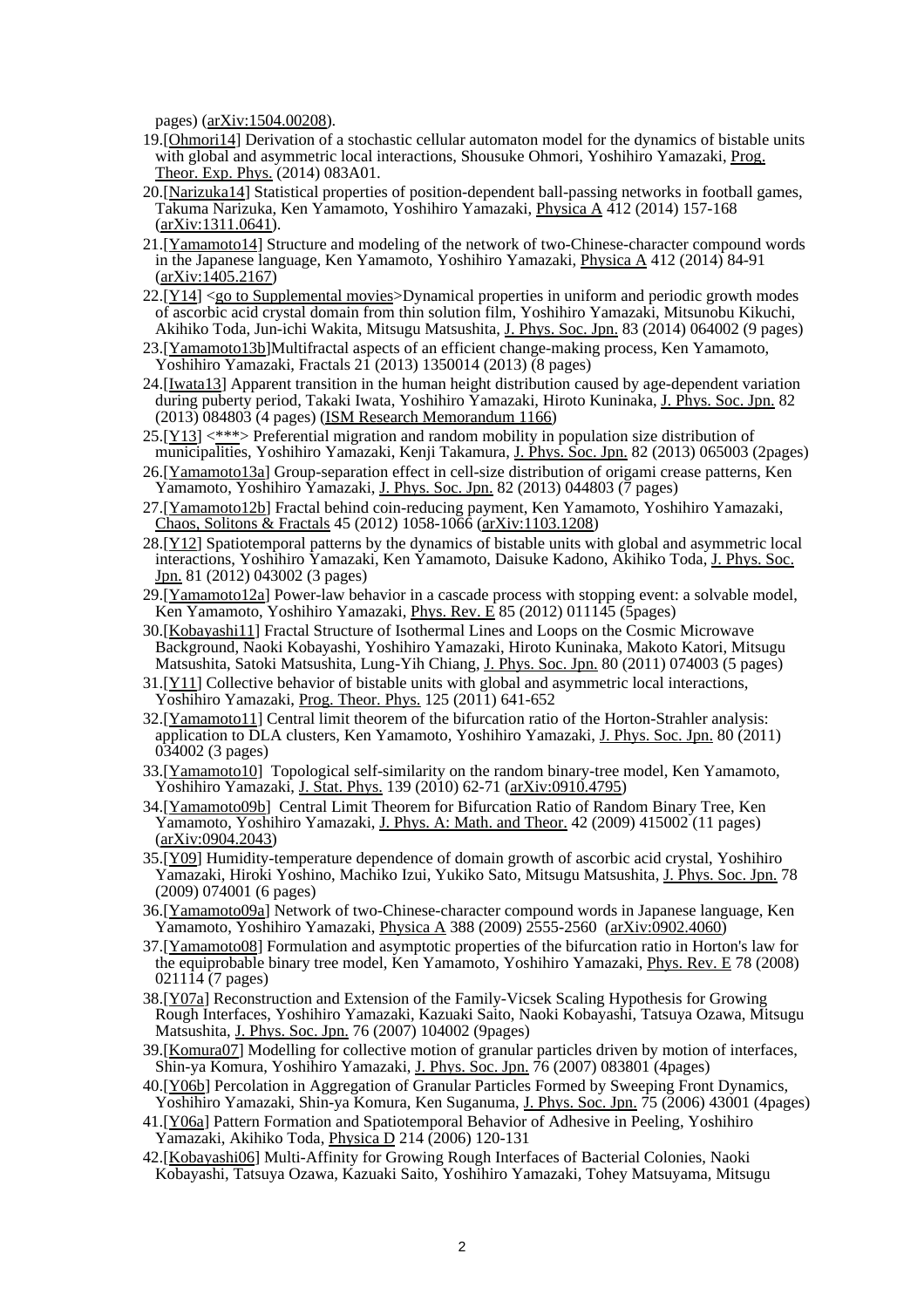pages) (arXiv:1504.00208).

19.[Ohmori14] Derivation of a stochastic cellular automaton model for the dynamics of bistable units with global and asymmetric local interactions, Shousuke Ohmori, Yoshihiro Yamazaki, Prog. Theor. Exp. Phys. (2014) 083A01.
20.[Narizuka14] Statistical properties of position-dependent ball-passing networks in football games, Takuma Narizuka, Ken Yamamoto, Yoshihiro Yamazaki, Physica A 412 (2014) 157-168 (arXiv:1311.0641).
21.[Yamamoto14] Structure and modeling of the network of two-Chinese-character compound words in the Japanese language, Ken Yamamoto, Yoshihiro Yamazaki, Physica A 412 (2014) 84-91 (arXiv:1405.2167)
22.[Y14] <go to Supplemental movies>Dynamical properties in uniform and periodic growth modes of ascorbic acid crystal domain from thin solution film, Yoshihiro Yamazaki, Mitsunobu Kikuchi, Akihiko Toda, Jun-ichi Wakita, Mitsugu Matsushita, J. Phys. Soc. Jpn. 83 (2014) 064002 (9 pages)
23.[Yamamoto13b]Multifractal aspects of an efficient change-making process, Ken Yamamoto, Yoshihiro Yamazaki, Fractals 21 (2013) 1350014 (2013) (8 pages)
24.[Iwata13] Apparent transition in the human height distribution caused by age-dependent variation during puberty period, Takaki Iwata, Yoshihiro Yamazaki, Hiroto Kuninaka, J. Phys. Soc. Jpn. 82 (2013) 084803 (4 pages) (ISM Research Memorandum 1166)
25.[Y13] <***> Preferential migration and random mobility in population size distribution of municipalities, Yoshihiro Yamazaki, Kenji Takamura, J. Phys. Soc. Jpn. 82 (2013) 065003 (2pages)
26.[Yamamoto13a] Group-separation effect in cell-size distribution of origami crease patterns, Ken Yamamoto, Yoshihiro Yamazaki, J. Phys. Soc. Jpn. 82 (2013) 044803 (7 pages)
27.[Yamamoto12b] Fractal behind coin-reducing payment, Ken Yamamoto, Yoshihiro Yamazaki, Chaos, Solitons & Fractals 45 (2012) 1058-1066 (arXiv:1103.1208)
28.[Y12] Spatiotemporal patterns by the dynamics of bistable units with global and asymmetric local interactions, Yoshihiro Yamazaki, Ken Yamamoto, Daisuke Kadono, Akihiko Toda, J. Phys. Soc. Jpn. 81 (2012) 043002 (3 pages)
29.[Yamamoto12a] Power-law behavior in a cascade process with stopping event: a solvable model, Ken Yamamoto, Yoshihiro Yamazaki, Phys. Rev. E 85 (2012) 011145 (5pages)
30.[Kobayashi11] Fractal Structure of Isothermal Lines and Loops on the Cosmic Microwave Background, Naoki Kobayashi, Yoshihiro Yamazaki, Hiroto Kuninaka, Makoto Katori, Mitsugu Matsushita, Satoki Matsushita, Lung-Yih Chiang, J. Phys. Soc. Jpn. 80 (2011) 074003 (5 pages)
31.[Y11] Collective behavior of bistable units with global and asymmetric local interactions, Yoshihiro Yamazaki, Prog. Theor. Phys. 125 (2011) 641-652
32.[Yamamoto11] Central limit theorem of the bifurcation ratio of the Horton-Strahler analysis: application to DLA clusters, Ken Yamamoto, Yoshihiro Yamazaki, J. Phys. Soc. Jpn. 80 (2011) 034002 (3 pages)
33.[Yamamoto10] Topological self-similarity on the random binary-tree model, Ken Yamamoto, Yoshihiro Yamazaki, J. Stat. Phys. 139 (2010) 62-71 (arXiv:0910.4795)
34.[Yamamoto09b] Central Limit Theorem for Bifurcation Ratio of Random Binary Tree, Ken Yamamoto, Yoshihiro Yamazaki, J. Phys. A: Math. and Theor. 42 (2009) 415002 (11 pages) (arXiv:0904.2043)
35.[Y09] Humidity-temperature dependence of domain growth of ascorbic acid crystal, Yoshihiro Yamazaki, Hiroki Yoshino, Machiko Izui, Yukiko Sato, Mitsugu Matsushita, J. Phys. Soc. Jpn. 78 (2009) 074001 (6 pages)
36.[Yamamoto09a] Network of two-Chinese-character compound words in Japanese language, Ken Yamamoto, Yoshihiro Yamazaki, Physica A 388 (2009) 2555-2560 (arXiv:0902.4060)
37.[Yamamoto08] Formulation and asymptotic properties of the bifurcation ratio in Horton's law for the equiprobable binary tree model, Ken Yamamoto, Yoshihiro Yamazaki, Phys. Rev. E 78 (2008) 021114 (7 pages)
38.[Y07a] Reconstruction and Extension of the Family-Vicsek Scaling Hypothesis for Growing Rough Interfaces, Yoshihiro Yamazaki, Kazuaki Saito, Naoki Kobayashi, Tatsuya Ozawa, Mitsugu Matsushita, J. Phys. Soc. Jpn. 76 (2007) 104002 (9pages)
39.[Komura07] Modelling for collective motion of granular particles driven by motion of interfaces, Shin-ya Komura, Yoshihiro Yamazaki, J. Phys. Soc. Jpn. 76 (2007) 083801 (4pages)
40.[Y06b] Percolation in Aggregation of Granular Particles Formed by Sweeping Front Dynamics, Yoshihiro Yamazaki, Ken Suganuma, Shin-ya Komura, J. Phys. Soc. Jpn. 75 (2006) 43001 (4pages)
41.[Y06a] Pattern Formation and Spatiotemporal Behavior of Adhesive in Peeling, Yoshihiro Yamazaki, Akihiko Toda, Physica D 214 (2006) 120-131
42.[Kobayashi06] Multi-Affinity for Growing Rough Interfaces of Bacterial Colonies, Naoki Kobayashi, Tatsuya Ozawa, Kazuaki Saito, Yoshihiro Yamazaki, Tohey Matsuyama, Mitsugu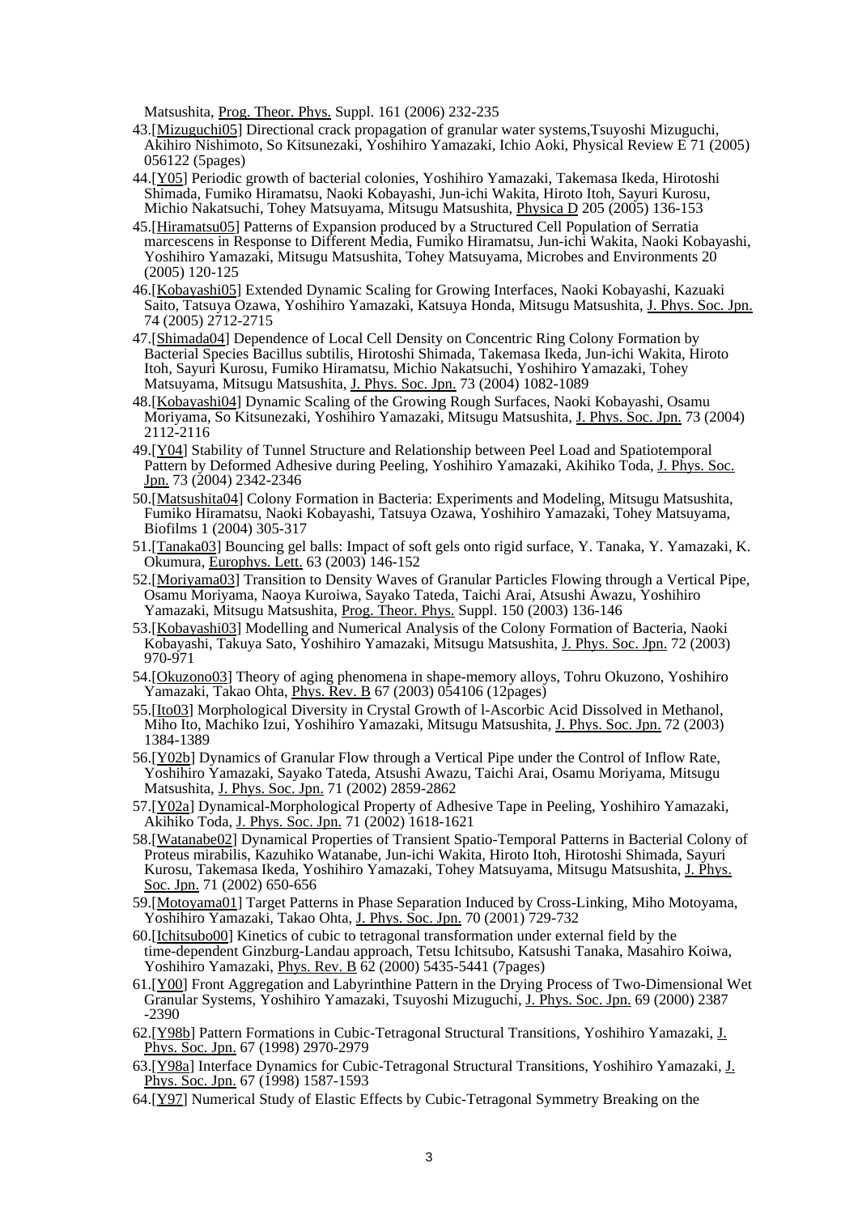Matsushita, Prog. Theor. Phys. Suppl. 161 (2006) 232-235

43.[Mizuguchi05] Directional crack propagation of granular water systems,Tsuyoshi Mizuguchi, Akihiro Nishimoto, So Kitsunezaki, Yoshihiro Yamazaki, Ichio Aoki, Physical Review E 71 (2005) 056122 (5pages)

44.[Y05] Periodic growth of bacterial colonies, Yoshihiro Yamazaki, Takemasa Ikeda, Hirotoshi Shimada, Fumiko Hiramatsu, Naoki Kobayashi, Jun-ichi Wakita, Hiroto Itoh, Sayuri Kurosu, Michio Nakatsuchi, Tohey Matsuyama, Mitsugu Matsushita, Physica D 205 (2005) 136-153

45.[Hiramatsu05] Patterns of Expansion produced by a Structured Cell Population of Serratia marcescens in Response to Different Media, Fumiko Hiramatsu, Jun-ichi Wakita, Naoki Kobayashi, Yoshihiro Yamazaki, Mitsugu Matsushita, Tohey Matsuyama, Microbes and Environments 20 (2005) 120-125

46.[Kobayashi05] Extended Dynamic Scaling for Growing Interfaces, Naoki Kobayashi, Kazuaki Saito, Tatsuya Ozawa, Yoshihiro Yamazaki, Katsuya Honda, Mitsugu Matsushita, J. Phys. Soc. Jpn. 74 (2005) 2712-2715

47.[Shimada04] Dependence of Local Cell Density on Concentric Ring Colony Formation by Bacterial Species Bacillus subtilis, Hirotoshi Shimada, Takemasa Ikeda, Jun-ichi Wakita, Hiroto Itoh, Sayuri Kurosu, Fumiko Hiramatsu, Michio Nakatsuchi, Yoshihiro Yamazaki, Tohey Matsuyama, Mitsugu Matsushita, J. Phys. Soc. Jpn. 73 (2004) 1082-1089

48.[Kobayashi04] Dynamic Scaling of the Growing Rough Surfaces, Naoki Kobayashi, Osamu Moriyama, So Kitsunezaki, Yoshihiro Yamazaki, Mitsugu Matsushita, J. Phys. Soc. Jpn. 73 (2004) 2112-2116

49.[Y04] Stability of Tunnel Structure and Relationship between Peel Load and Spatiotemporal Pattern by Deformed Adhesive during Peeling, Yoshihiro Yamazaki, Akihiko Toda, J. Phys. Soc. Jpn. 73 (2004) 2342-2346

50.[Matsushita04] Colony Formation in Bacteria: Experiments and Modeling, Mitsugu Matsushita, Fumiko Hiramatsu, Naoki Kobayashi, Tatsuya Ozawa, Yoshihiro Yamazaki, Tohey Matsuyama, Biofilms 1 (2004) 305-317

51.[Tanaka03] Bouncing gel balls: Impact of soft gels onto rigid surface, Y. Tanaka, Y. Yamazaki, K. Okumura, Europhys. Lett. 63 (2003) 146-152

52.[Moriyama03] Transition to Density Waves of Granular Particles Flowing through a Vertical Pipe, Osamu Moriyama, Naoya Kuroiwa, Sayako Tateda, Taichi Arai, Atsushi Awazu, Yoshihiro Yamazaki, Mitsugu Matsushita, Prog. Theor. Phys. Suppl. 150 (2003) 136-146

53.[Kobayashi03] Modelling and Numerical Analysis of the Colony Formation of Bacteria, Naoki Kobayashi, Takuya Sato, Yoshihiro Yamazaki, Mitsugu Matsushita, J. Phys. Soc. Jpn. 72 (2003) 970-971

54.[Okuzono03] Theory of aging phenomena in shape-memory alloys, Tohru Okuzono, Yoshihiro Yamazaki, Takao Ohta, Phys. Rev. B 67 (2003) 054106 (12pages)

55.[Ito03] Morphological Diversity in Crystal Growth of l-Ascorbic Acid Dissolved in Methanol, Miho Ito, Machiko Izui, Yoshihiro Yamazaki, Mitsugu Matsushita, J. Phys. Soc. Jpn. 72 (2003) 1384-1389

56.[Y02b] Dynamics of Granular Flow through a Vertical Pipe under the Control of Inflow Rate, Yoshihiro Yamazaki, Sayako Tateda, Atsushi Awazu, Taichi Arai, Osamu Moriyama, Mitsugu Matsushita, J. Phys. Soc. Jpn. 71 (2002) 2859-2862

57.[Y02a] Dynamical-Morphological Property of Adhesive Tape in Peeling, Yoshihiro Yamazaki, Akihiko Toda, J. Phys. Soc. Jpn. 71 (2002) 1618-1621

58.[Watanabe02] Dynamical Properties of Transient Spatio-Temporal Patterns in Bacterial Colony of Proteus mirabilis, Kazuhiko Watanabe, Jun-ichi Wakita, Hiroto Itoh, Hirotoshi Shimada, Sayuri Kurosu, Takemasa Ikeda, Yoshihiro Yamazaki, Tohey Matsuyama, Mitsugu Matsushita, J. Phys. Soc. Jpn. 71 (2002) 650-656

59.[Motoyama01] Target Patterns in Phase Separation Induced by Cross-Linking, Miho Motoyama, Yoshihiro Yamazaki, Takao Ohta, J. Phys. Soc. Jpn. 70 (2001) 729-732

60.[Ichitsubo00] Kinetics of cubic to tetragonal transformation under external field by the time-dependent Ginzburg-Landau approach, Tetsu Ichitsubo, Katsushi Tanaka, Masahiro Koiwa, Yoshihiro Yamazaki, Phys. Rev. B 62 (2000) 5435-5441 (7pages)

61.[Y00] Front Aggregation and Labyrinthine Pattern in the Drying Process of Two-Dimensional Wet Granular Systems, Yoshihiro Yamazaki, Tsuyoshi Mizuguchi, J. Phys. Soc. Jpn. 69 (2000) 2387 -2390

62.[Y98b] Pattern Formations in Cubic-Tetragonal Structural Transitions, Yoshihiro Yamazaki, J. Phys. Soc. Jpn. 67 (1998) 2970-2979

63.[Y98a] Interface Dynamics for Cubic-Tetragonal Structural Transitions, Yoshihiro Yamazaki, J. Phys. Soc. Jpn. 67 (1998) 1587-1593

64.[Y97] Numerical Study of Elastic Effects by Cubic-Tetragonal Symmetry Breaking on the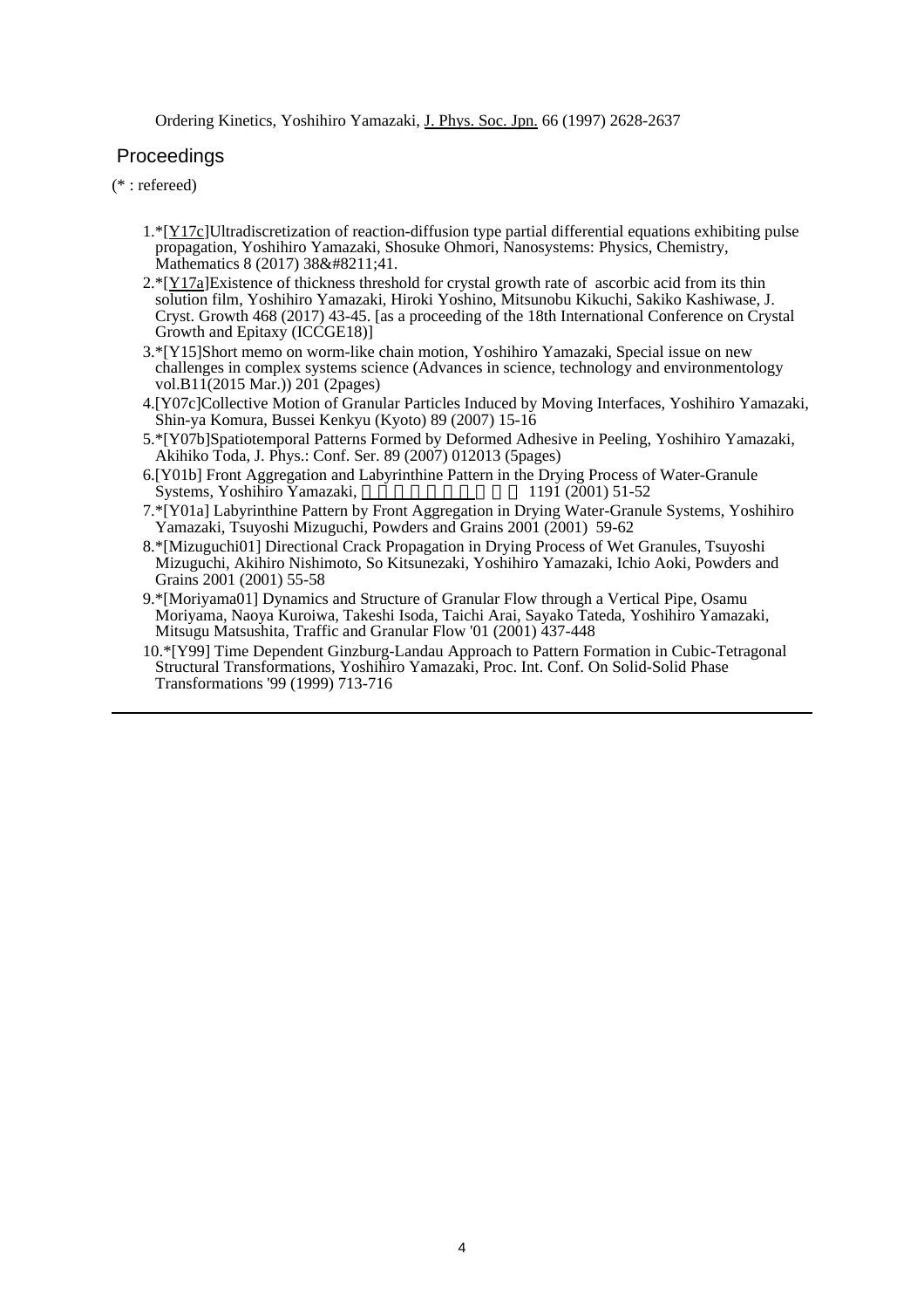Ordering Kinetics, Yoshihiro Yamazaki, J. Phys. Soc. Jpn. 66 (1997) 2628-2637

## Proceedings

(* : refereed)

1. *[Y17c]Ultradiscretization of reaction-diffusion type partial differential equations exhibiting pulse propagation, Yoshihiro Yamazaki, Shosuke Ohmori, Nanosystems: Physics, Chemistry, Mathematics 8 (2017) 38&#8211;41.
2. *[Y17a]Existence of thickness threshold for crystal growth rate of ascorbic acid from its thin solution film, Yoshihiro Yamazaki, Hiroki Yoshino, Mitsunobu Kikuchi, Sakiko Kashiwase, J. Cryst. Growth 468 (2017) 43-45. [as a proceeding of the 18th International Conference on Crystal Growth and Epitaxy (ICCGE18)]
3. *[Y15]Short memo on worm-like chain motion, Yoshihiro Yamazaki, Special issue on new challenges in complex systems science (Advances in science, technology and environmentology vol.B11(2015 Mar.)) 201 (2pages)
4. [Y07c]Collective Motion of Granular Particles Induced by Moving Interfaces, Yoshihiro Yamazaki, Shin-ya Komura, Bussei Kenkyu (Kyoto) 89 (2007) 15-16
5. *[Y07b]Spatiotemporal Patterns Formed by Deformed Adhesive in Peeling, Yoshihiro Yamazaki, Akihiko Toda, J. Phys.: Conf. Ser. 89 (2007) 012013 (5pages)
6. [Y01b] Front Aggregation and Labyrinthine Pattern in the Drying Process of Water-Granule Systems, Yoshihiro Yamazaki, 数理解析研究所講究録 1191 (2001) 51-52
7. *[Y01a] Labyrinthine Pattern by Front Aggregation in Drying Water-Granule Systems, Yoshihiro Yamazaki, Tsuyoshi Mizuguchi, Powders and Grains 2001 (2001) 59-62
8. *[Mizuguchi01] Directional Crack Propagation in Drying Process of Wet Granules, Tsuyoshi Mizuguchi, Akihiro Nishimoto, So Kitsunezaki, Yoshihiro Yamazaki, Ichio Aoki, Powders and Grains 2001 (2001) 55-58
9. *[Moriyama01] Dynamics and Structure of Granular Flow through a Vertical Pipe, Osamu Moriyama, Naoya Kuroiwa, Takeshi Isoda, Taichi Arai, Sayako Tateda, Yoshihiro Yamazaki, Mitsugu Matsushita, Traffic and Granular Flow '01 (2001) 437-448
10. *[Y99] Time Dependent Ginzburg-Landau Approach to Pattern Formation in Cubic-Tetragonal Structural Transformations, Yoshihiro Yamazaki, Proc. Int. Conf. On Solid-Solid Phase Transformations '99 (1999) 713-716